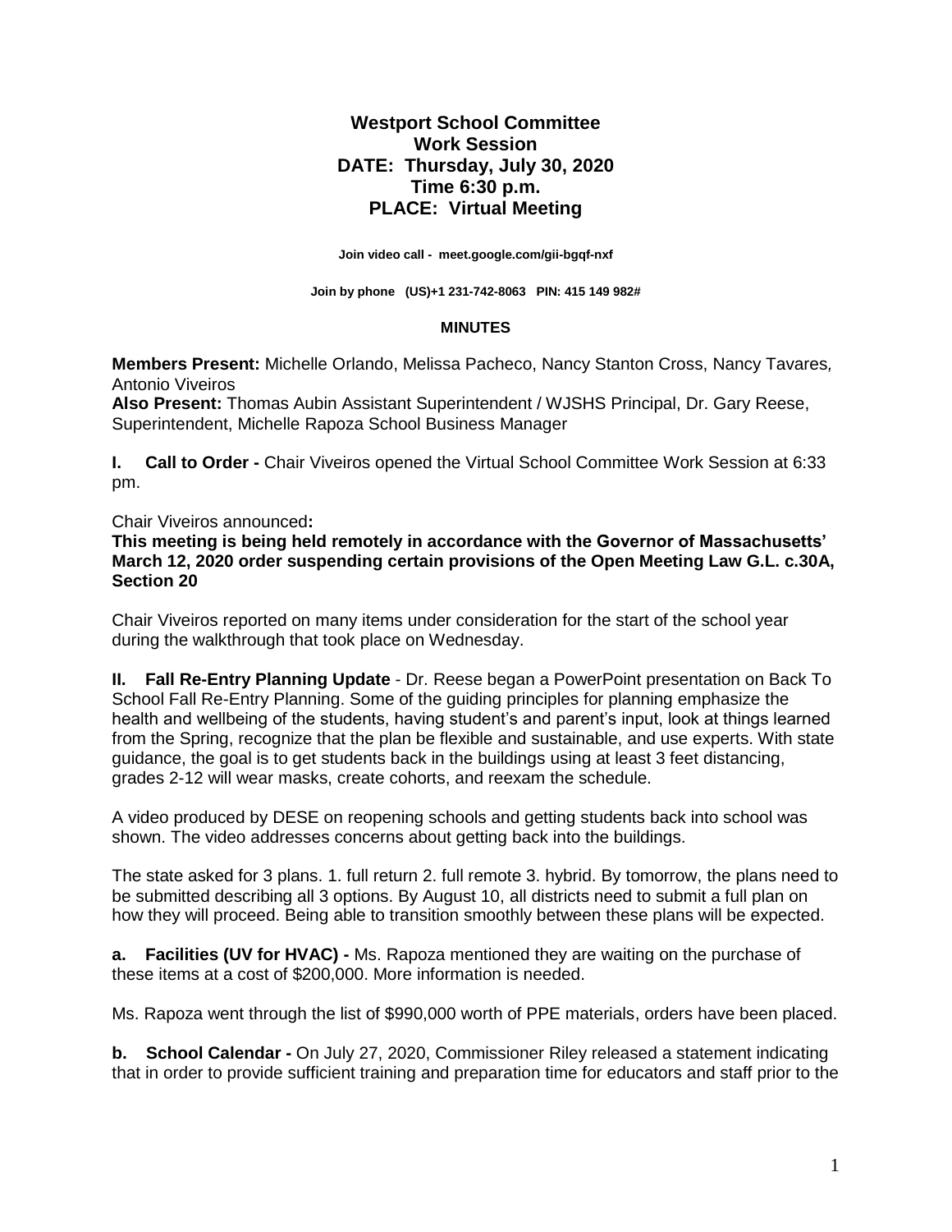# Westport School Committee
## Work Session
## DATE: Thursday, July 30, 2020
## Time 6:30 p.m.
## PLACE: Virtual Meeting

**Join video call - meet.google.com/gii-bgqf-nxf**

**Join by phone (US)+1 231-742-8063 PIN: 415 149 982#**

**MINUTES**

**Members Present:** Michelle Orlando, Melissa Pacheco, Nancy Stanton Cross, Nancy Tavares, Antonio Viveiros
**Also Present:** Thomas Aubin Assistant Superintendent / WJSHS Principal, Dr. Gary Reese, Superintendent, Michelle Rapoza School Business Manager

**I. Call to Order -** Chair Viveiros opened the Virtual School Committee Work Session at 6:33 pm.

Chair Viveiros announced**:**

**This meeting is being held remotely in accordance with the Governor of Massachusetts' March 12, 2020 order suspending certain provisions of the Open Meeting Law G.L. c.30A, Section 20**

Chair Viveiros reported on many items under consideration for the start of the school year during the walkthrough that took place on Wednesday.

**II. Fall Re-Entry Planning Update** - Dr. Reese began a PowerPoint presentation on Back To School Fall Re-Entry Planning. Some of the guiding principles for planning emphasize the health and wellbeing of the students, having student's and parent's input, look at things learned from the Spring, recognize that the plan be flexible and sustainable, and use experts. With state guidance, the goal is to get students back in the buildings using at least 3 feet distancing, grades 2-12 will wear masks, create cohorts, and reexam the schedule.

A video produced by DESE on reopening schools and getting students back into school was shown. The video addresses concerns about getting back into the buildings.

The state asked for 3 plans. 1. full return 2. full remote 3. hybrid. By tomorrow, the plans need to be submitted describing all 3 options. By August 10, all districts need to submit a full plan on how they will proceed. Being able to transition smoothly between these plans will be expected.

**a. Facilities (UV for HVAC) -** Ms. Rapoza mentioned they are waiting on the purchase of these items at a cost of $200,000. More information is needed.

Ms. Rapoza went through the list of $990,000 worth of PPE materials, orders have been placed.

**b. School Calendar -** On July 27, 2020, Commissioner Riley released a statement indicating that in order to provide sufficient training and preparation time for educators and staff prior to the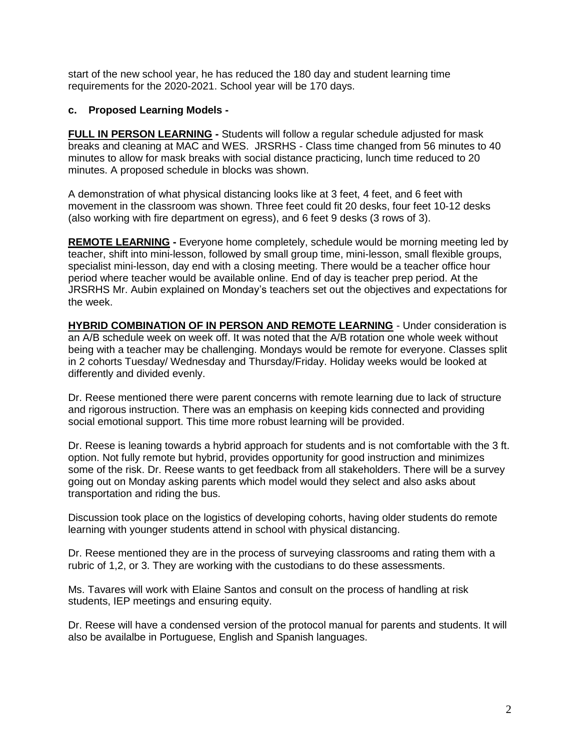start of the new school year, he has reduced the 180 day and student learning time requirements for the 2020-2021. School year will be 170 days.

**c. Proposed Learning Models -**

**<u>FULL IN PERSON LEARNING</u> -** Students will follow a regular schedule adjusted for mask breaks and cleaning at MAC and WES. JRSRHS - Class time changed from 56 minutes to 40 minutes to allow for mask breaks with social distance practicing, lunch time reduced to 20 minutes. A proposed schedule in blocks was shown.

A demonstration of what physical distancing looks like at 3 feet, 4 feet, and 6 feet with movement in the classroom was shown. Three feet could fit 20 desks, four feet 10-12 desks (also working with fire department on egress), and 6 feet 9 desks (3 rows of 3).

**<u>REMOTE LEARNING</u> -** Everyone home completely, schedule would be morning meeting led by teacher, shift into mini-lesson, followed by small group time, mini-lesson, small flexible groups, specialist mini-lesson, day end with a closing meeting. There would be a teacher office hour period where teacher would be available online. End of day is teacher prep period. At the JRSRHS Mr. Aubin explained on Monday's teachers set out the objectives and expectations for the week.

**<u>HYBRID COMBINATION OF IN PERSON AND REMOTE LEARNING</u>** - Under consideration is an A/B schedule week on week off. It was noted that the A/B rotation one whole week without being with a teacher may be challenging. Mondays would be remote for everyone. Classes split in 2 cohorts Tuesday/ Wednesday and Thursday/Friday. Holiday weeks would be looked at differently and divided evenly.

Dr. Reese mentioned there were parent concerns with remote learning due to lack of structure and rigorous instruction. There was an emphasis on keeping kids connected and providing social emotional support. This time more robust learning will be provided.

Dr. Reese is leaning towards a hybrid approach for students and is not comfortable with the 3 ft. option. Not fully remote but hybrid, provides opportunity for good instruction and minimizes some of the risk. Dr. Reese wants to get feedback from all stakeholders. There will be a survey going out on Monday asking parents which model would they select and also asks about transportation and riding the bus.

Discussion took place on the logistics of developing cohorts, having older students do remote learning with younger students attend in school with physical distancing.

Dr. Reese mentioned they are in the process of surveying classrooms and rating them with a rubric of 1,2, or 3. They are working with the custodians to do these assessments.

Ms. Tavares will work with Elaine Santos and consult on the process of handling at risk students, IEP meetings and ensuring equity.

Dr. Reese will have a condensed version of the protocol manual for parents and students. It will also be availalbe in Portuguese, English and Spanish languages.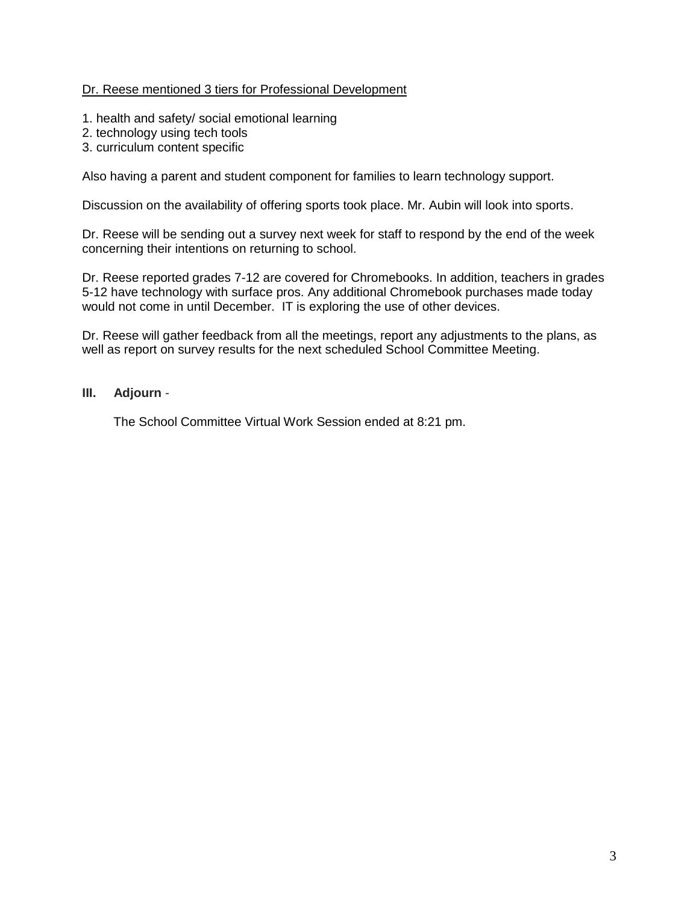<u>Dr. Reese mentioned 3 tiers for Professional Development</u>

1. health and safety/ social emotional learning
2. technology using tech tools
3. curriculum content specific

Also having a parent and student component for families to learn technology support.

Discussion on the availability of offering sports took place. Mr. Aubin will look into sports.

Dr. Reese will be sending out a survey next week for staff to respond by the end of the week concerning their intentions on returning to school.

Dr. Reese reported grades 7-12 are covered for Chromebooks. In addition, teachers in grades 5-12 have technology with surface pros. Any additional Chromebook purchases made today would not come in until December. IT is exploring the use of other devices.

Dr. Reese will gather feedback from all the meetings, report any adjustments to the plans, as well as report on survey results for the next scheduled School Committee Meeting.

**III. Adjourn** -

The School Committee Virtual Work Session ended at 8:21 pm.